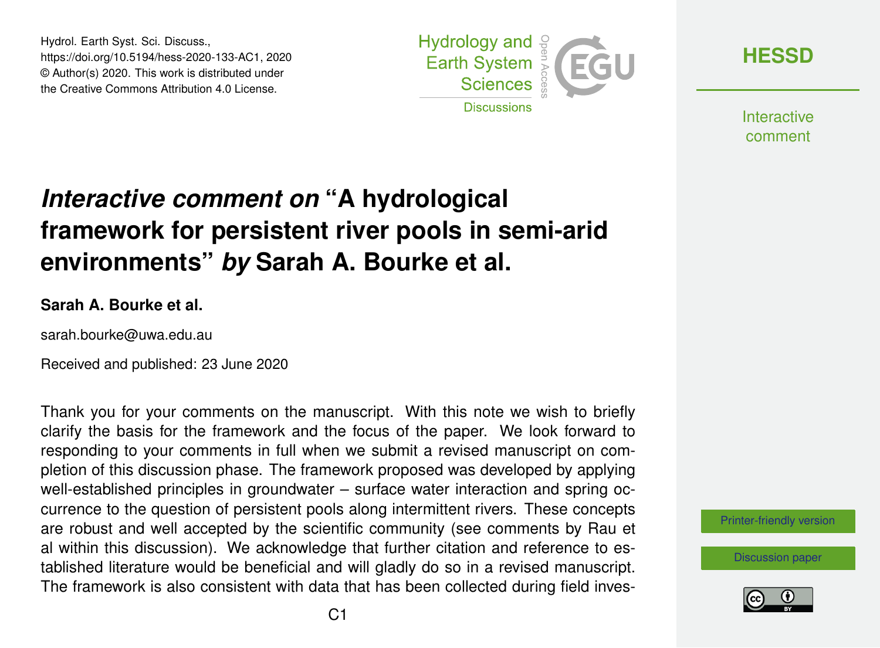# *Interactive comment on* "A hydrological framework for persistent river pools in semi-arid environments" *by* Sarah A. Bourke et al.

**Sarah A. Bourke et al.**

sarah.bourke@uwa.edu.au

Received and published: 23 June 2020

Thank you for your comments on the manuscript. With this note we wish to briefly clarify the basis for the framework and the focus of the paper. We look forward to responding to your comments in full when we submit a revised manuscript on completion of this discussion phase. The framework proposed was developed by applying well-established principles in groundwater – surface water interaction and spring occurrence to the question of persistent pools along intermittent rivers. These concepts are robust and well accepted by the scientific community (see comments by Rau et al within this discussion). We acknowledge that further citation and reference to established literature would be beneficial and will gladly do so in a revised manuscript. The framework is also consistent with data that has been collected during field inves-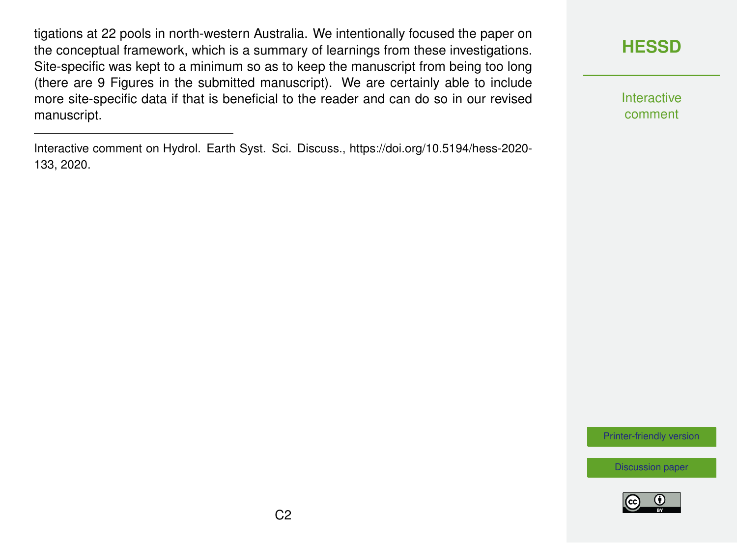tigations at 22 pools in north-western Australia. We intentionally focused the paper on the conceptual framework, which is a summary of learnings from these investigations. Site-specific was kept to a minimum so as to keep the manuscript from being too long (there are 9 Figures in the submitted manuscript). We are certainly able to include more site-specific data if that is beneficial to the reader and can do so in our revised manuscript.

---

Interactive comment on Hydrol. Earth Syst. Sci. Discuss., https://doi.org/10.5194/hess-2020-133, 2020.